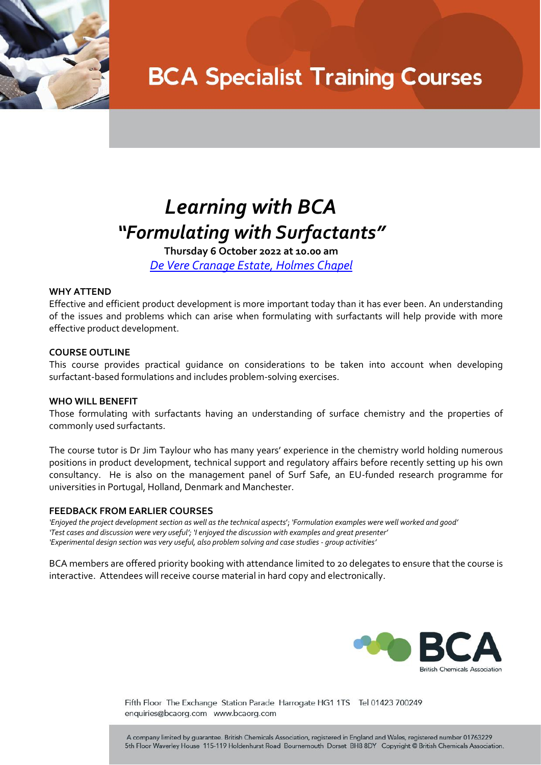# BCA Specialist Training Courses

## *Learning with BCA*
## *"Formulating with Surfactants"*

**Thursday 6 October 2022 at 10.00 am**

*De Vere Cranage Estate, Holmes Chapel*

**WHY ATTEND**

Effective and efficient product development is more important today than it has ever been. An understanding of the issues and problems which can arise when formulating with surfactants will help provide with more effective product development.

**COURSE OUTLINE**

This course provides practical guidance on considerations to be taken into account when developing surfactant-based formulations and includes problem-solving exercises.

**WHO WILL BENEFIT**

Those formulating with surfactants having an understanding of surface chemistry and the properties of commonly used surfactants.

The course tutor is Dr Jim Taylour who has many years' experience in the chemistry world holding numerous positions in product development, technical support and regulatory affairs before recently setting up his own consultancy. He is also on the management panel of Surf Safe, an EU-funded research programme for universities in Portugal, Holland, Denmark and Manchester.

**FEEDBACK FROM EARLIER COURSES**

*'Enjoyed the project development section as well as the technical aspects'*; *'Formulation examples were well worked and good'*
*'Test cases and discussion were very useful'*; *'I enjoyed the discussion with examples and great presenter'*
*'Experimental design section was very useful, also problem solving and case studies - group activities'*

BCA members are offered priority booking with attendance limited to 20 delegates to ensure that the course is interactive. Attendees will receive course material in hard copy and electronically.

BCA British Chemicals Association

Fifth Floor The Exchange Station Parade Harrogate HG1 1TS Tel 01423 700249
enquiries@bcaorg.com www.bcaorg.com

A company limited by guarantee. British Chemicals Association, registered in England and Wales, registered number 01763229
5th Floor Waverley House 115-119 Holdenhurst Road Bournemouth Dorset BH8 8DY Copyright © British Chemicals Association.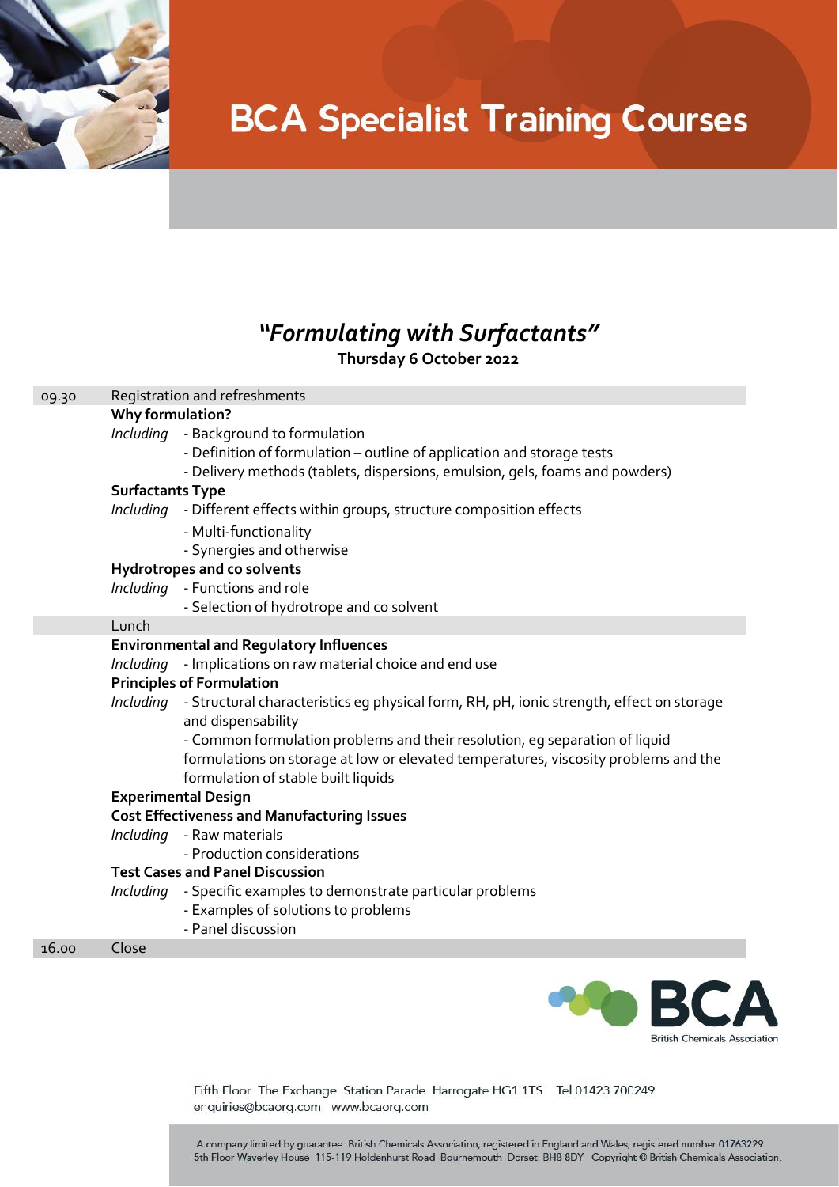# BCA Specialist Training Courses

## *"Formulating with Surfactants"*

**Thursday 6 October 2022**

| | |
|---|---|
| 09.30 | Registration and refreshments |
| | **Why formulation?** |
| | *Including* - Background to formulation<br>- Definition of formulation – outline of application and storage tests<br>- Delivery methods (tablets, dispersions, emulsion, gels, foams and powders) |
| | **Surfactants Type** |
| | *Including* - Different effects within groups, structure composition effects<br>- Multi-functionality<br>- Synergies and otherwise |
| | **Hydrotropes and co solvents** |
| | *Including* - Functions and role<br>- Selection of hydrotrope and co solvent |
| | Lunch |
| | **Environmental and Regulatory Influences** |
| | *Including* - Implications on raw material choice and end use |
| | **Principles of Formulation** |
| | *Including* - Structural characteristics eg physical form, RH, pH, ionic strength, effect on storage and dispensability<br>- Common formulation problems and their resolution, eg separation of liquid formulations on storage at low or elevated temperatures, viscosity problems and the formulation of stable built liquids |
| | **Experimental Design** |
| | **Cost Effectiveness and Manufacturing Issues** |
| | *Including* - Raw materials<br>- Production considerations |
| | **Test Cases and Panel Discussion** |
| | *Including* - Specific examples to demonstrate particular problems<br>- Examples of solutions to problems<br>- Panel discussion |
| 16.00 | Close |

BCA
British Chemicals Association

Fifth Floor The Exchange Station Parade Harrogate HG1 1TS Tel 01423 700249
enquiries@bcaorg.com www.bcaorg.com

A company limited by guarantee. British Chemicals Association, registered in England and Wales, registered number 01763229
5th Floor Waverley House 115-119 Holdenhurst Road Bournemouth Dorset BH8 8DY Copyright © British Chemicals Association.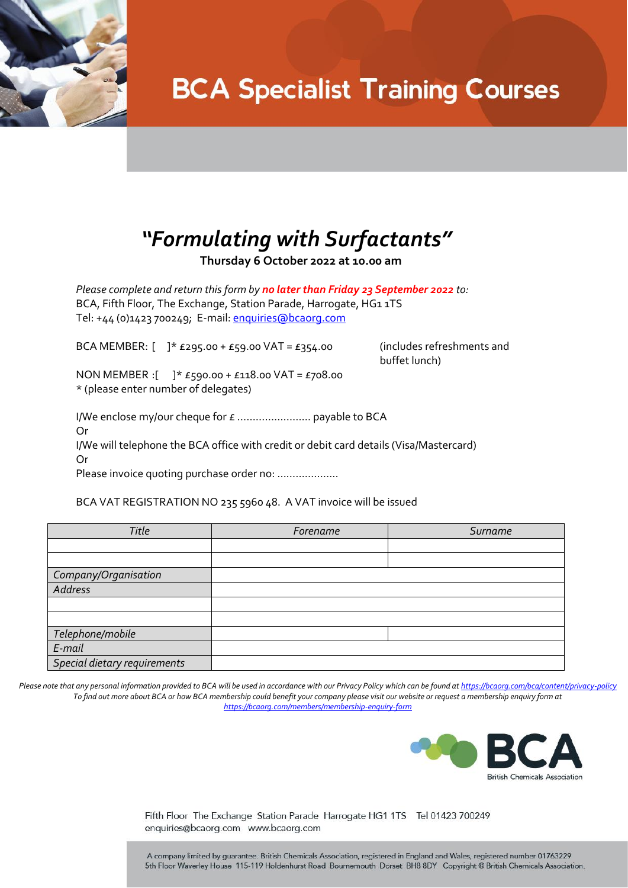# BCA Specialist Training Courses

## *"Formulating with Surfactants"*

**Thursday 6 October 2022 at 10.00 am**

*Please complete and return this form by* ***no later than Friday 23 September 2022*** *to:*
BCA, Fifth Floor, The Exchange, Station Parade, Harrogate, HG1 1TS
Tel: +44 (0)1423 700249; E-mail: enquiries@bcaorg.com

BCA MEMBER: [ ]* £295.00 + £59.00 VAT = £354.00 (includes refreshments and buffet lunch)

NON MEMBER :[ ]* £590.00 + £118.00 VAT = £708.00
* (please enter number of delegates)

I/We enclose my/our cheque for £ ........................ payable to BCA
Or
I/We will telephone the BCA office with credit or debit card details (Visa/Mastercard)
Or
Please invoice quoting purchase order no: ....................

BCA VAT REGISTRATION NO 235 5960 48. A VAT invoice will be issued

| *Title* | *Forename* | *Surname* |
|---|---|---|
| | | |
| | | |
| *Company/Organisation* | | |
| *Address* | | |
| | | |
| | | |
| *Telephone/mobile* | | |
| *E-mail* | | |
| *Special dietary requirements* | | |

*Please note that any personal information provided to BCA will be used in accordance with our Privacy Policy which can be found at https://bcaorg.com/bca/content/privacy-policy*
*To find out more about BCA or how BCA membership could benefit your company please visit our website or request a membership enquiry form at https://bcaorg.com/members/membership-enquiry-form*

BCA
British Chemicals Association

Fifth Floor The Exchange Station Parade Harrogate HG1 1TS Tel 01423 700249
enquiries@bcaorg.com www.bcaorg.com

A company limited by guarantee. British Chemicals Association, registered in England and Wales, registered number 01763229
5th Floor Waverley House 115-119 Holdenhurst Road Bournemouth Dorset BH8 8DY Copyright © British Chemicals Association.